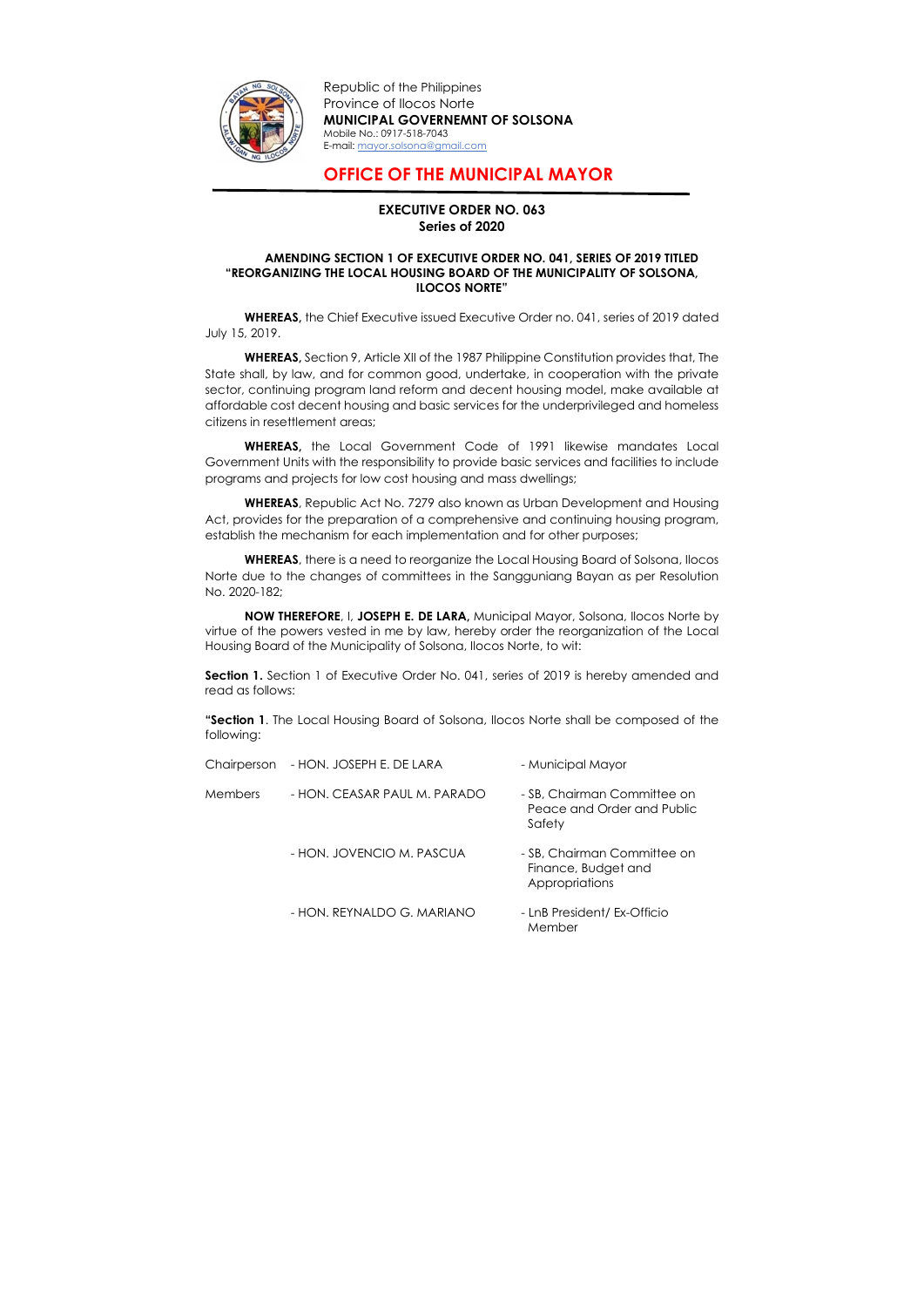Republic of the Philippines
Province of Ilocos Norte
**MUNICIPAL GOVERENEMNT OF SOLSONA**
Mobile No.: 0917-518-7043
E-mail: mayor.solsona@gmail.com

# OFFICE OF THE MUNICIPAL MAYOR

## EXECUTIVE ORDER NO. 063
## Series of 2020

### AMENDING SECTION 1 OF EXECUTIVE ORDER NO. 041, SERIES OF 2019 TITLED "REORGANIZING THE LOCAL HOUSING BOARD OF THE MUNICIPALITY OF SOLSONA, ILOCOS NORTE"

**WHEREAS,** the Chief Executive issued Executive Order no. 041, series of 2019 dated July 15, 2019.

**WHEREAS,** Section 9, Article XII of the 1987 Philippine Constitution provides that, The State shall, by law, and for common good, undertake, in cooperation with the private sector, continuing program land reform and decent housing model, make available at affordable cost decent housing and basic services for the underprivileged and homeless citizens in resettlement areas;

**WHEREAS,** the Local Government Code of 1991 likewise mandates Local Government Units with the responsibility to provide basic services and facilities to include programs and projects for low cost housing and mass dwellings;

**WHEREAS**, Republic Act No. 7279 also known as Urban Development and Housing Act, provides for the preparation of a comprehensive and continuing housing program, establish the mechanism for each implementation and for other purposes;

**WHEREAS**, there is a need to reorganize the Local Housing Board of Solsona, Ilocos Norte due to the changes of committees in the Sangguniang Bayan as per Resolution No. 2020-182;

**NOW THEREFORE**, I, **JOSEPH E. DE LARA,** Municipal Mayor, Solsona, Ilocos Norte by virtue of the powers vested in me by law, hereby order the reorganization of the Local Housing Board of the Municipality of Solsona, Ilocos Norte, to wit:

**Section 1.** Section 1 of Executive Order No. 041, series of 2019 is hereby amended and read as follows:

**"Section 1**. The Local Housing Board of Solsona, Ilocos Norte shall be composed of the following:

| | | |
|---|---|---|
| Chairperson | - HON. JOSEPH E. DE LARA | - Municipal Mayor |
| Members | - HON. CEASAR PAUL M. PARADO | - SB, Chairman Committee on Peace and Order and Public Safety |
| | - HON. JOVENCIO M. PASCUA | - SB, Chairman Committee on Finance, Budget and Appropriations |
| | - HON. REYNALDO G. MARIANO | - LnB President/ Ex-Officio Member |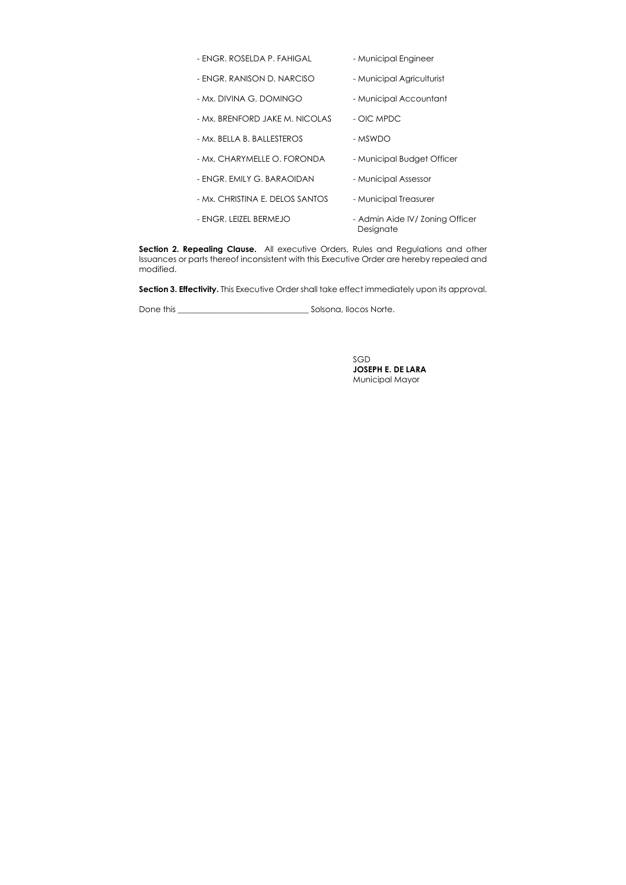| | |
|---|---|
| - ENGR. ROSELDA P. FAHIGAL | - Municipal Engineer |
| - ENGR. RANISON D. NARCISO | - Municipal Agriculturist |
| - Mx. DIVINA G. DOMINGO | - Municipal Accountant |
| - Mx. BRENFORD JAKE M. NICOLAS | - OIC MPDC |
| - Mx. BELLA B. BALLESTEROS | - MSWDO |
| - Mx. CHARYMELLE O. FORONDA | - Municipal Budget Officer |
| - ENGR. EMILY G. BARAOIDAN | - Municipal Assessor |
| - Mx. CHRISTINA E. DELOS SANTOS | - Municipal Treasurer |
| - ENGR. LEIZEL BERMEJO | - Admin Aide IV/ Zoning Officer Designate |

**Section 2. Repealing Clause.** All executive Orders, Rules and Regulations and other Issuances or parts thereof inconsistent with this Executive Order are hereby repealed and modified.

**Section 3. Effectivity.** This Executive Order shall take effect immediately upon its approval.

Done this ______________________________ Solsona, Ilocos Norte.

SGD
**JOSEPH E. DE LARA**
Municipal Mayor